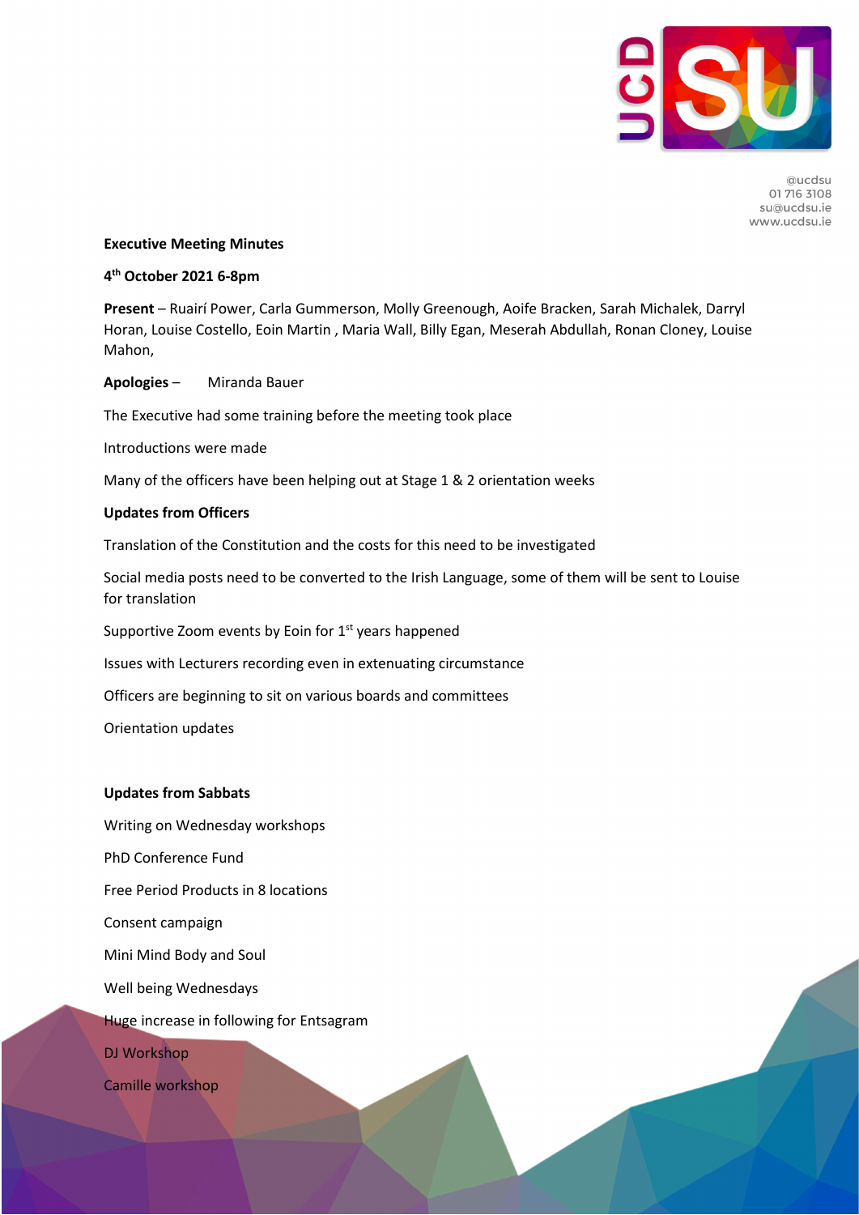@ucdsu
01 716 3108
su@ucdsu.ie
www.ucdsu.ie

**Executive Meeting Minutes**

**4th October 2021 6-8pm**

**Present** – Ruairí Power, Carla Gummerson, Molly Greenough, Aoife Bracken, Sarah Michalek, Darryl Horan, Louise Costello, Eoin Martin , Maria Wall, Billy Egan, Meserah Abdullah, Ronan Cloney, Louise Mahon,

**Apologies** – Miranda Bauer

The Executive had some training before the meeting took place

Introductions were made

Many of the officers have been helping out at Stage 1 & 2 orientation weeks

**Updates from Officers**

Translation of the Constitution and the costs for this need to be investigated

Social media posts need to be converted to the Irish Language, some of them will be sent to Louise for translation

Supportive Zoom events by Eoin for 1st years happened

Issues with Lecturers recording even in extenuating circumstance

Officers are beginning to sit on various boards and committees

Orientation updates

**Updates from Sabbats**

Writing on Wednesday workshops

PhD Conference Fund

Free Period Products in 8 locations

Consent campaign

Mini Mind Body and Soul

Well being Wednesdays

Huge increase in following for Entsagram

DJ Workshop

Camille workshop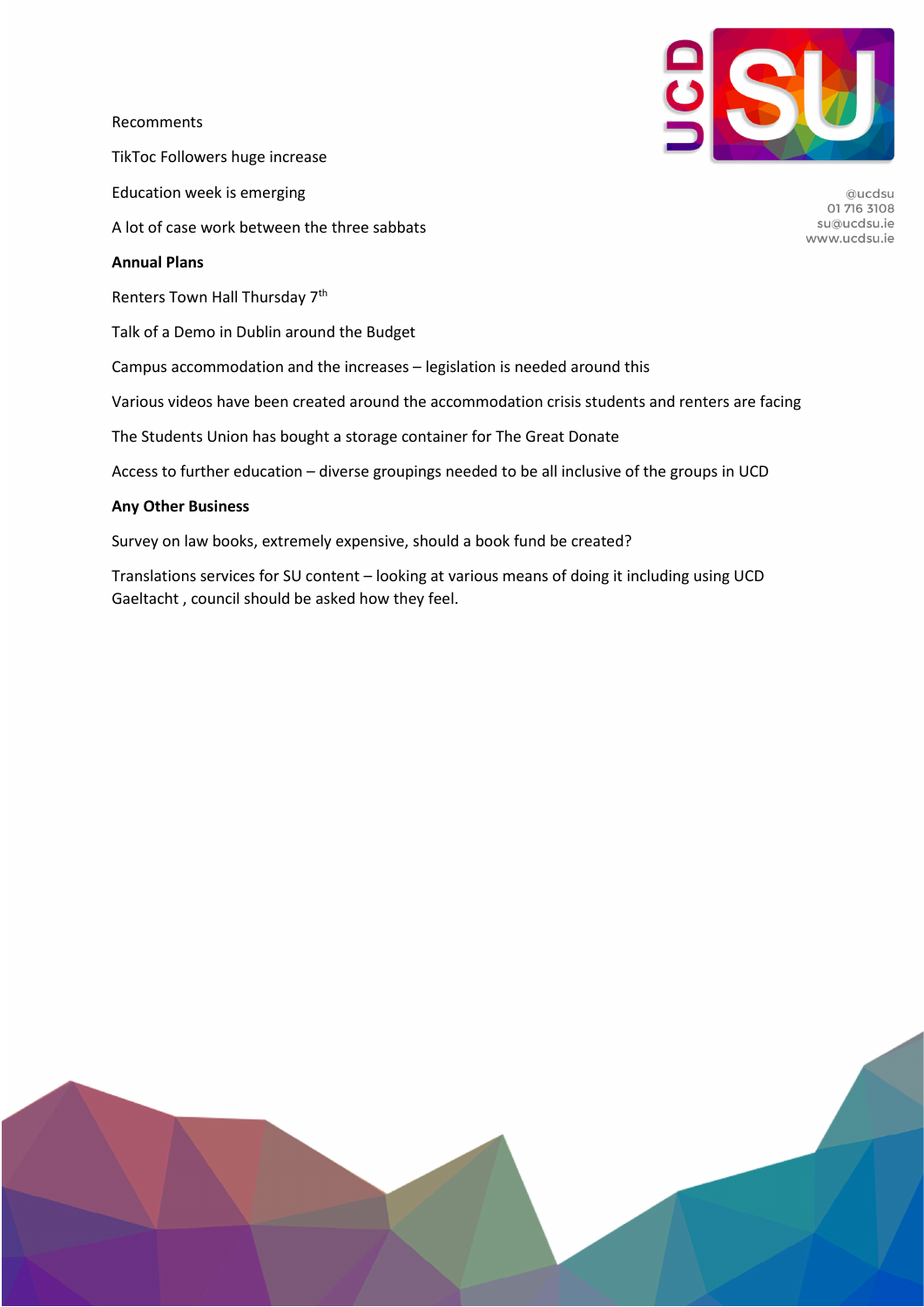Recomments

TikToc Followers huge increase

Education week is emerging

A lot of case work between the three sabbats

**Annual Plans**

Renters Town Hall Thursday 7th

Talk of a Demo in Dublin around the Budget

Campus accommodation and the increases – legislation is needed around this

Various videos have been created around the accommodation crisis students and renters are facing

The Students Union has bought a storage container for The Great Donate

Access to further education – diverse groupings needed to be all inclusive of the groups in UCD

**Any Other Business**

Survey on law books, extremely expensive, should a book fund be created?

Translations services for SU content – looking at various means of doing it including using UCD Gaeltacht , council should be asked how they feel.